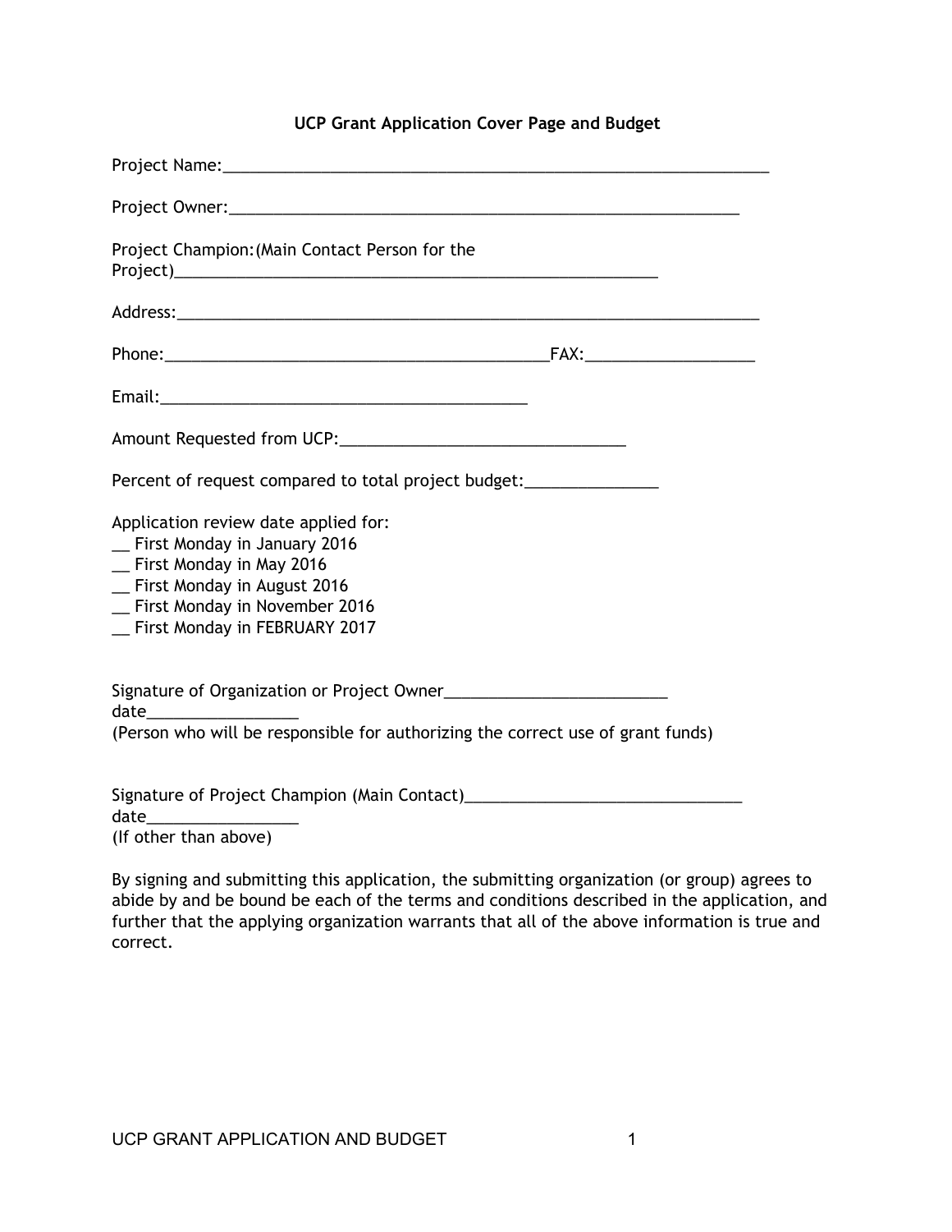## UCP Grant Application Cover Page and Budget

Project Name:_______________________________________________________________

Project Owner:__________________________________________________________

Project Champion:(Main Contact Person for the Project)_______________________________________________________

Address:__________________________________________________________________

Phone:___________________________________________FAX:__________________

Email:__________________________________________

Amount Requested from UCP:________________________________

Percent of request compared to total project budget:_______________

Application review date applied for:
__ First Monday in January 2016
__ First Monday in May 2016
__ First Monday in August 2016
__ First Monday in November 2016
__ First Monday in FEBRUARY 2017

Signature of Organization or Project Owner_________________________ date________________
(Person who will be responsible for authorizing the correct use of grant funds)

Signature of Project Champion (Main Contact)_______________________________ date________________
(If other than above)

By signing and submitting this application, the submitting organization (or group) agrees to abide by and be bound be each of the terms and conditions described in the application, and further that the applying organization warrants that all of the above information is true and correct.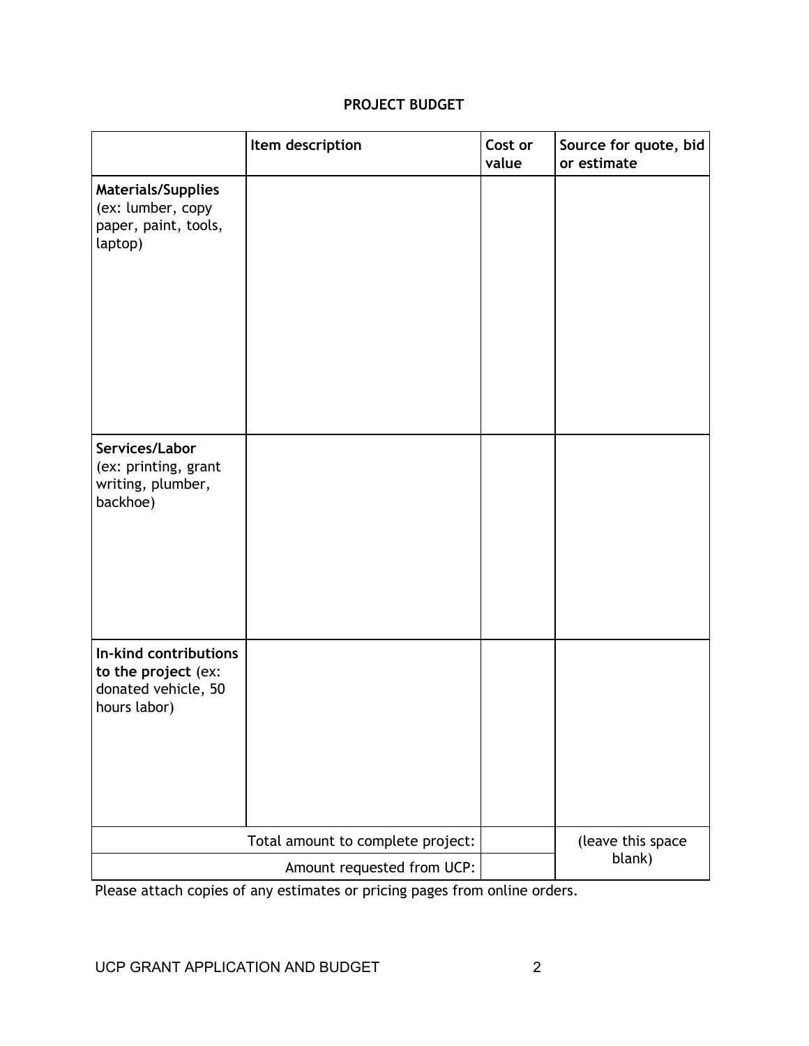**PROJECT BUDGET**

| | Item description | Cost or value | Source for quote, bid or estimate |
|---|---|---|---|
| **Materials/Supplies** (ex: lumber, copy paper, paint, tools, laptop) | | | |
| **Services/Labor** (ex: printing, grant writing, plumber, backhoe) | | | |
| **In-kind contributions to the project** (ex: donated vehicle, 50 hours labor) | | | |
| | Total amount to complete project: | | (leave this space blank) |
| | Amount requested from UCP: | | |

Please attach copies of any estimates or pricing pages from online orders.